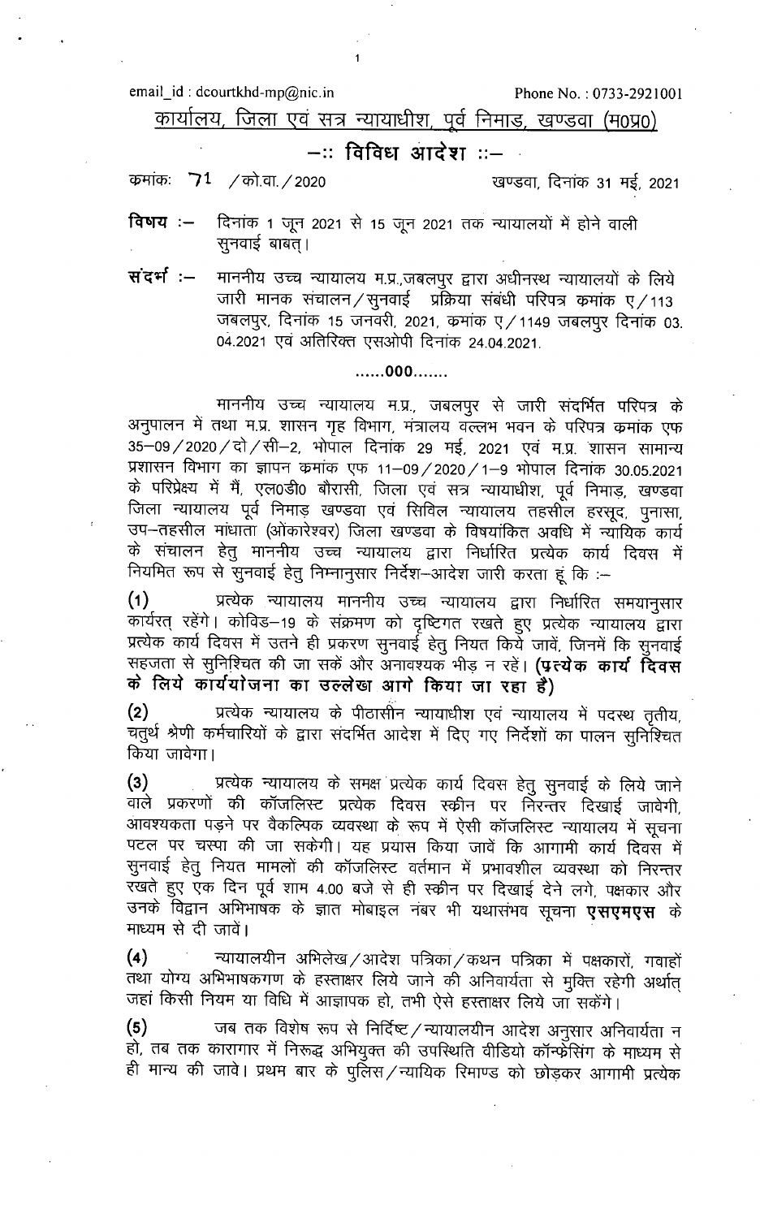email_id : dcourtkhd-mp@nic.in Phone No. : 0733-2921001

## कार्यालय, जिला एवं सत्र न्यायाधीश, पूर्व निमाड, खण्डवा (म0प्र0)

### –:: विविध आदेश ::–

क्रमांकः 71 /को.वा./2020 खण्डवा, दिनांक 31 मई, 2021

**विषय :–** दिनांक 1 जून 2021 से 15 जून 2021 तक न्यायालयों में होने वाली सुनवाई बाबत्।

**संदर्भ :–** माननीय उच्च न्यायालय म.प्र.,जबलपुर द्वारा अधीनस्थ न्यायालयों के लिये जारी मानक संचालन/सुनवाई प्रक्रिया संबंधी परिपत्र क्रमांक ए/113 जबलपुर, दिनांक 15 जनवरी, 2021, क्रमांक ए/1149 जबलपुर दिनांक 03.04.2021 एवं अतिरिक्त एसओपी दिनांक 24.04.2021.

......000.......

माननीय उच्च न्यायालय म.प्र., जबलपुर से जारी संदर्भित परिपत्र के अनुपालन में तथा म.प्र. शासन गृह विभाग, मंत्रालय वल्लभ भवन के परिपत्र क्रमांक एफ 35–09/2020/दो/सी–2, भोपाल दिनांक 29 मई, 2021 एवं म.प्र. शासन सामान्य प्रशासन विभाग का ज्ञापन क्रमांक एफ 11–09/2020/1–9 भोपाल दिनांक 30.05.2021 के परिप्रेक्ष्य में मैं, एल0डी0 बौरासी, जिला एवं सत्र न्यायाधीश, पूर्व निमाड़, खण्डवा जिला न्यायालय पूर्व निमाड़ खण्डवा एवं सिविल न्यायालय तहसील हरसूद, पुनासा, उप–तहसील मांधाता (ओंकारेश्वर) जिला खण्डवा के विषयांकित अवधि में न्यायिक कार्य के संचालन हेतु माननीय उच्च न्यायालय द्वारा निर्धारित प्रत्येक कार्य दिवस में नियमित रूप से सुनवाई हेतु निम्नानुसार निर्देश–आदेश जारी करता हूं कि :–

(1) प्रत्येक न्यायालय माननीय उच्च न्यायालय द्वारा निर्धारित समयानुसार कार्यरत् रहेंगे। कोविड–19 के संक्रमण को दृष्टिगत रखते हुए प्रत्येक न्यायालय द्वारा प्रत्येक कार्य दिवस में उतने ही प्रकरण सुनवाई हेतु नियत किये जावें, जिनमें कि सुनवाई सहजता से सुनिश्चित की जा सकें और अनावश्यक भीड़ न रहें। **(प्रत्येक कार्य दिवस के लिये कार्ययोजना का उल्लेख आगे किया जा रहा है)**

(2) प्रत्येक न्यायालय के पीठासीन न्यायाधीश एवं न्यायालय में पदस्थ तृतीय, चतुर्थ श्रेणी कर्मचारियों के द्वारा संदर्भित आदेश में दिए गए निर्देशों का पालन सुनिश्चित किया जावेगा।

(3) प्रत्येक न्यायालय के समक्ष प्रत्येक कार्य दिवस हेतु सुनवाई के लिये जाने वाले प्रकरणों की कॉजलिस्ट प्रत्येक दिवस स्कीन पर निरन्तर दिखाई जावेगी, आवश्यकता पड़ने पर वैकल्पिक व्यवस्था के रूप में ऐसी कॉजलिस्ट न्यायालय में सूचना पटल पर चस्पा की जा सकेगी। यह प्रयास किया जावें कि आगामी कार्य दिवस में सुनवाई हेतु नियत मामलों की कॉजलिस्ट वर्तमान में प्रभावशील व्यवस्था को निरन्तर रखते हुए एक दिन पूर्व शाम 4.00 बजे से ही स्कीन पर दिखाई देने लगे, पक्षकार और उनके विद्वान अभिभाषक के ज्ञात मोबाइल नंबर भी यथासंभव सूचना **एसएमएस** के माध्यम से दी जावें।

(4) न्यायालयीन अभिलेख/आदेश पत्रिका/कथन पत्रिका में पक्षकारों, गवाहों तथा योग्य अभिभाषकगण के हस्ताक्षर लिये जाने की अनिवार्यता से मुक्ति रहेगी अर्थात् जहां किसी नियम या विधि में आज्ञापक हो, तभी ऐसे हस्ताक्षर लिये जा सकेंगे।

(5) जब तक विशेष रूप से निर्दिष्ट/न्यायालयीन आदेश अनुसार अनिवार्यता न हो, तब तक कारागार में निरूद्ध अभियुक्त की उपस्थिति वीडियो कॉन्फ्रेंसिंग के माध्यम से ही मान्य की जावे। प्रथम बार के पुलिस/न्यायिक रिमाण्ड को छोड़कर आगामी प्रत्येक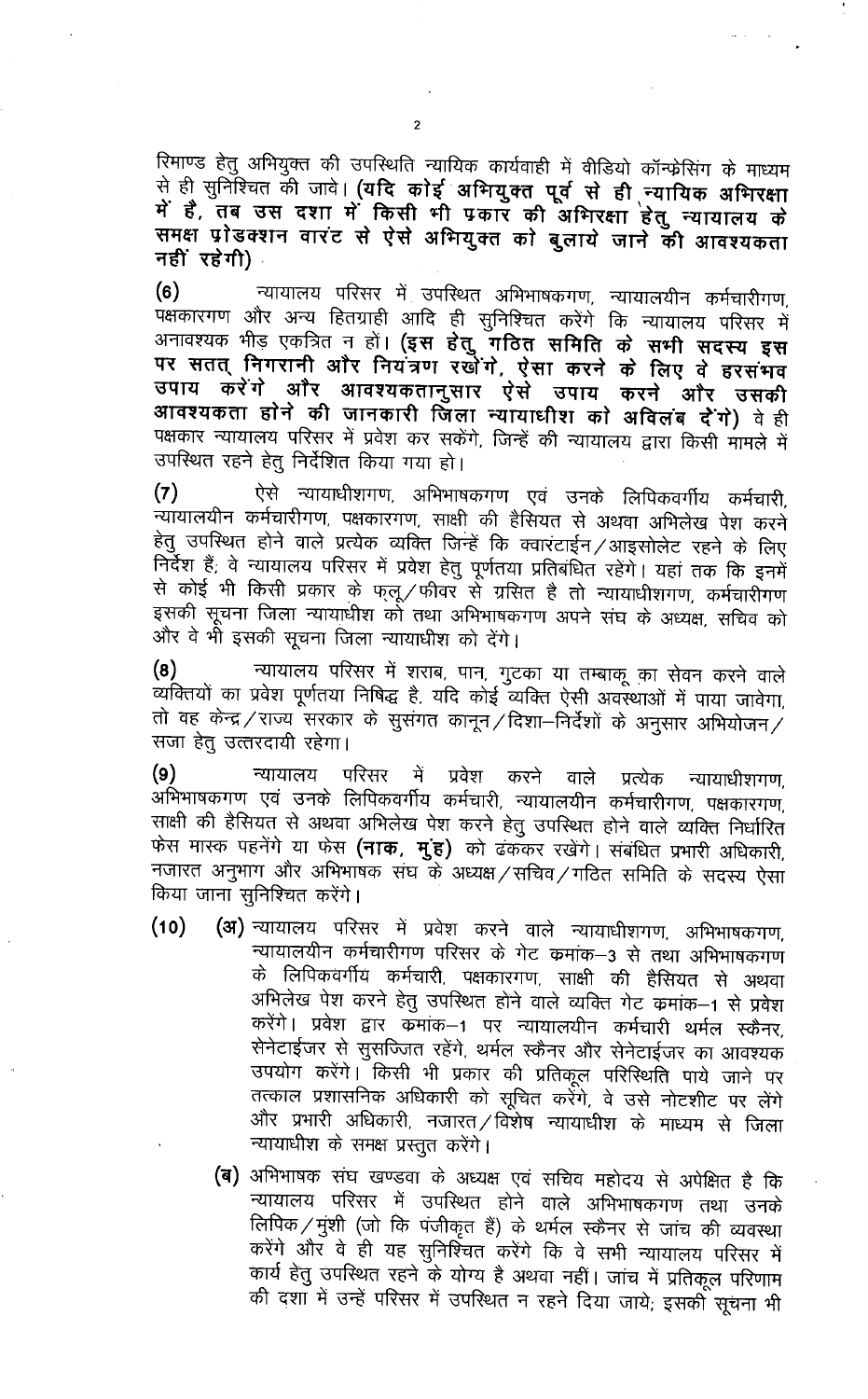रिमाण्ड हेतु अभियुक्त की उपस्थिति न्यायिक कार्यवाही में वीडियो कॉन्फ्रेसिंग के माध्यम से ही सुनिश्चित की जावे। **(यदि कोई अभियुक्त पूर्व से ही न्यायिक अभिरक्षा में है, तब उस दशा में किसी भी प्रकार की अभिरक्षा हेतु न्यायालय के समक्ष प्रोडक्शन वारंट से ऐसे अभियुक्त को बुलाये जाने की आवश्यकता नहीं रहेगी)**

(6) न्यायालय परिसर में उपस्थित अभिभाषकगण, न्यायालयीन कर्मचारीगण, पक्षकारगण और अन्य हितग्राही आदि ही सुनिश्चित करेंगे कि न्यायालय परिसर में अनावश्यक भीड़ एकत्रित न हों। **(इस हेतु गठित समिति के सभी सदस्य इस पर सतत् निगरानी और नियंत्रण रखेंगे, ऐसा करने के लिए वे हरसंभव उपाय करेंगे और आवश्यकतानुसार ऐसे उपाय करने और उसकी आवश्यकता होने की जानकारी जिला न्यायाधीश को अविलंब देंगे)** वे ही पक्षकार न्यायालय परिसर में प्रवेश कर सकेंगे, जिन्हें की न्यायालय द्वारा किसी मामले में उपस्थित रहने हेतु निर्देशित किया गया हो।

(7) ऐसे न्यायाधीशगण, अभिभाषकगण एवं उनके लिपिकवर्गीय कर्मचारी, न्यायालयीन कर्मचारीगण, पक्षकारगण, साक्षी की हैसियत से अथवा अभिलेख पेश करने हेतु उपस्थित होने वाले प्रत्येक व्यक्ति जिन्हें कि क्वारंटाईन/आइसोलेट रहने के लिए निर्देश हैं; वे न्यायालय परिसर में प्रवेश हेतु पूर्णतया प्रतिबंधित रहेंगे। यहां तक कि इनमें से कोई भी किसी प्रकार के फ्लू/फीवर से ग्रसित है तो न्यायाधीशगण, कर्मचारीगण इसकी सूचना जिला न्यायाधीश को तथा अभिभाषकगण अपने संघ के अध्यक्ष, सचिव को और वे भी इसकी सूचना जिला न्यायाधीश को देंगे।

(8) न्यायालय परिसर में शराब, पान, गुटका या तम्बाकू का सेवन करने वाले व्यक्तियों का प्रवेश पूर्णतया निषिद्ध है, यदि कोई व्यक्ति ऐसी अवस्थाओं में पाया जावेगा, तो वह केन्द्र/राज्य सरकार के सुसंगत कानून/दिशा-निर्देशों के अनुसार अभियोजन/सजा हेतु उत्तरदायी रहेगा।

(9) न्यायालय परिसर में प्रवेश करने वाले प्रत्येक न्यायाधीशगण, अभिभाषकगण एवं उनके लिपिकवर्गीय कर्मचारी, न्यायालयीन कर्मचारीगण, पक्षकारगण, साक्षी की हैसियत से अथवा अभिलेख पेश करने हेतु उपस्थित होने वाले व्यक्ति निर्धारित फेस मास्क पहनेंगे या फेस **(नाक, मुंह)** को ढंककर रखेंगे। संबंधित प्रभारी अधिकारी, नजारत अनुभाग और अभिभाषक संघ के अध्यक्ष/सचिव/गठित समिति के सदस्य ऐसा किया जाना सुनिश्चित करेंगे।

(10) **(अ)** न्यायालय परिसर में प्रवेश करने वाले न्यायाधीशगण, अभिभाषकगण, न्यायालयीन कर्मचारीगण परिसर के गेट कमांक-3 से तथा अभिभाषकगण के लिपिकवर्गीय कर्मचारी, पक्षकारगण, साक्षी की हैसियत से अथवा अभिलेख पेश करने हेतु उपस्थित होने वाले व्यक्ति गेट कमांक-1 से प्रवेश करेंगे। प्रवेश द्वार कमांक-1 पर न्यायालयीन कर्मचारी थर्मल स्कैनर, सेनेटाईजर से सुसज्जित रहेंगे, थर्मल स्कैनर और सेनेटाईजर का आवश्यक उपयोग करेंगे। किसी भी प्रकार की प्रतिकूल परिस्थिति पाये जाने पर तत्काल प्रशासनिक अधिकारी को सूचित करेंगे, वे उसे नोटशीट पर लेंगे और प्रभारी अधिकारी, नजारत/विशेष न्यायाधीश के माध्यम से जिला न्यायाधीश के समक्ष प्रस्तुत करेंगे।

**(ब)** अभिभाषक संघ खण्डवा के अध्यक्ष एवं सचिव महोदय से अपेक्षित है कि न्यायालय परिसर में उपस्थित होने वाले अभिभाषकगण तथा उनके लिपिक/मुंशी (जो कि पंजीकृत हैं) के थर्मल स्कैनर से जांच की व्यवस्था करेंगे और वे ही यह सुनिश्चित करेंगे कि वे सभी न्यायालय परिसर में कार्य हेतु उपस्थित रहने के योग्य है अथवा नहीं। जांच में प्रतिकूल परिणाम की दशा में उन्हें परिसर में उपस्थित न रहने दिया जाये; इसकी सूचना भी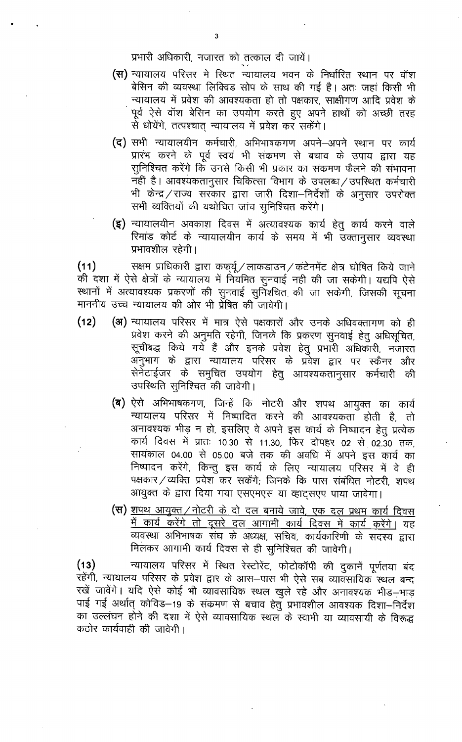प्रभारी अधिकारी, नजारत को तत्काल दी जायें।

(स) न्यायालय परिसर मे स्थित न्यायालय भवन के निर्धारित स्थान पर वॉश बेसिन की व्यवस्था लिक्विड सोप के साथ की गई है। अतः जहां किसी भी न्यायालय में प्रवेश की आवश्यकता हो तो पक्षकार, साक्षीगण आदि प्रवेश के पूर्व ऐसे वॉश बेसिन का उपयोग करते हुए अपने हाथों को अच्छी तरह से धोयेंगे, तत्पश्चात् न्यायालय में प्रवेश कर सकेंगे।

(द) सभी न्यायालयीन कर्मचारी, अभिभाषकगण अपने-अपने स्थान पर कार्य प्रारंभ करने के पूर्व स्वयं भी संक्रमण से बचाव के उपाय द्वारा यह सुनिश्चित करेंगे कि उनसे किसी भी प्रकार का संक्रमण फैलने की संभावना नहीं है। आवश्यकतानुसार चिकित्सा विभाग के उपलब्ध/उपस्थित कर्मचारी भी केन्द्र/राज्य सरकार द्वारा जारी दिशा-निर्देशों के अनुसार उपरोक्त सभी व्यक्तियों की यथोचित जांच सुनिश्चित करेंगे।

(इ) न्यायालयीन अवकाश दिवस में अत्यावश्यक कार्य हेतु कार्य करने वाले रिमांड कोर्ट के न्यायालयीन कार्य के समय में भी उक्तानुसार व्यवस्था प्रभावशील रहेगी।

(11) सक्षम प्राधिकारी द्वारा कफर्यू/लाकडाउन/कंटेनमेंट क्षेत्र घोषित किये जाने की दशा में ऐसे क्षेत्रों के न्यायालय में नियमित सुनवाई नही की जा सकेगी। यद्यपि ऐसे स्थानों में अत्यावश्यक प्रकरणों की सुनवाई सुनिश्चित की जा सकेगी, जिसकी सूचना माननीय उच्च न्यायालय की ओर भी प्रेषित की जावेगी।

(12) (अ) न्यायालय परिसर में मात्र ऐसे पक्षकारों और उनके अधिवक्तागण को ही प्रवेश करने की अनुमति रहेगी, जिनके कि प्रकरण सुनवाई हेतु अधिसूचित, सूचीबद्ध किये गये हैं और इनके प्रवेश हेतु प्रभारी अधिकारी, नजारत अनुभाग के द्वारा न्यायालय परिसर के प्रवेश द्वार पर स्कैनर और सेनेटाईजर के समुचित उपयोग हेतु आवश्यकतानुसार कर्मचारी की उपस्थिति सुनिश्चित की जावेगी।

(ब) ऐसे अभिभाषकगण, जिन्हें कि नोटरी और शपथ आयुक्त का कार्य न्यायालय परिसर में निष्पादित करने की आवश्यकता होती है, तो अनावश्यक भीड़ न हो, इसलिए वे अपने इस कार्य के निष्पादन हेतु प्रत्येक कार्य दिवस में प्रातः 10.30 से 11.30, फिर दोपहर 02 से 02.30 तक, सायंकाल 04.00 से 05.00 बजे तक की अवधि में अपने इस कार्य का निष्पादन करेंगे, किन्तु इस कार्य के लिए न्यायालय परिसर में वे ही पक्षकार/व्यक्ति प्रवेश कर सकेंगे; जिनके कि पास संबंधित नोटरी, शपथ आयुक्त के द्वारा दिया गया एसएमएस या व्हाट्सएप पाया जावेगा।

(स) <u>शपथ आयुक्त/नोटरी के दो दल बनाये जावे, एक दल प्रथम कार्य दिवस में कार्य करेंगे तो दूसरे दल आगामी कार्य दिवस में कार्य करेंगे।</u> यह व्यवस्था अभिभाषक संघ के अध्यक्ष, सचिव, कार्यकारिणी के सदस्य द्वारा मिलकर आगामी कार्य दिवस से ही सुनिश्चित की जावेगी।

(13) न्यायालय परिसर में स्थित रेस्टोरेंट, फोटोकॉपी की दुकानें पूर्णतया बंद रहेंगी, न्यायालय परिसर के प्रवेश द्वार के आस-पास भी ऐसे सब व्यावसायिक स्थल बन्द रखें जावेंगे। यदि ऐसे कोई भी व्यावसायिक स्थल खुले रहे और अनावश्यक भीड़-भाड़ पाई गई अर्थात् कोविड-19 के संक्रमण से बचाव हेतु प्रभावशील आवश्यक दिशा-निर्देश का उल्लंघन होने की दशा में ऐसे व्यावसायिक स्थल के स्वामी या व्यावसायी के विरूद्ध कठोर कार्यवाही की जावेगी।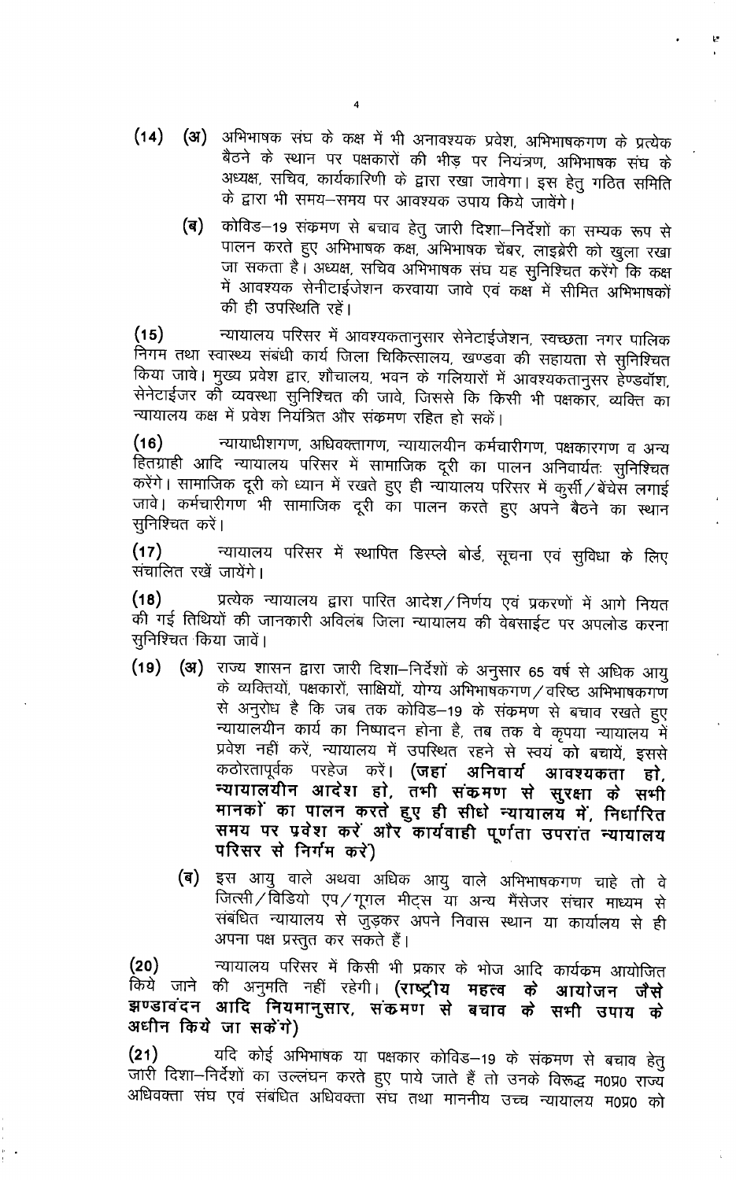(14) (अ) अभिभाषक संघ के कक्ष में भी अनावश्यक प्रवेश, अभिभाषकगण के प्रत्येक बैठने के स्थान पर पक्षकारों की भीड़ पर नियंत्रण, अभिभाषक संघ के अध्यक्ष, सचिव, कार्यकारिणी के द्वारा रखा जावेगा। इस हेतु गठित समिति के द्वारा भी समय–समय पर आवश्यक उपाय किये जावेंगे।

(ब) कोविड–19 संक्रमण से बचाव हेतु जारी दिशा–निर्देशों का सम्यक रूप से पालन करते हुए अभिभाषक कक्ष, अभिभाषक चेंबर, लाइब्रेरी को खुला रखा जा सकता है। अध्यक्ष, सचिव अभिभाषक संघ यह सुनिश्चित करेंगे कि कक्ष में आवश्यक सेनीटाईजेशन करवाया जावे एवं कक्ष में सीमित अभिभाषकों की ही उपस्थिति रहें।

(15) न्यायालय परिसर में आवश्यकतानुसार सेनेटाईजेशन, स्वच्छता नगर पालिक निगम तथा स्वास्थ्य संबंधी कार्य जिला चिकित्सालय, खण्डवा की सहायता से सुनिश्चित किया जावे। मुख्य प्रवेश द्वार, शौचालय, भवन के गलियारों में आवश्यकतानुसार हेण्डवॉश, सेनेटाईजर की व्यवस्था सुनिश्चित की जावे, जिससे कि किसी भी पक्षकार, व्यक्ति का न्यायालय कक्ष में प्रवेश नियंत्रित और संक्रमण रहित हो सकें।

(16) न्यायाधीशगण, अधिवक्तागण, न्यायालयीन कर्मचारीगण, पक्षकारगण व अन्य हितग्राही आदि न्यायालय परिसर में सामाजिक दूरी का पालन अनिवार्यतः सुनिश्चित करेंगे। सामाजिक दूरी को ध्यान में रखते हुए ही न्यायालय परिसर में कुर्सी/बेंचेस लगाई जावे। कर्मचारीगण भी सामाजिक दूरी का पालन करते हुए अपने बैठने का स्थान सुनिश्चित करें।

(17) न्यायालय परिसर में स्थापित डिस्प्ले बोर्ड, सूचना एवं सुविधा के लिए संचालित रखें जायेंगे।

(18) प्रत्येक न्यायालय द्वारा पारित आदेश/निर्णय एवं प्रकरणों में आगे नियत की गई तिथियों की जानकारी अविलंब जिला न्यायालय की वेबसाईट पर अपलोड करना सुनिश्चित किया जावें।

(19) (अ) राज्य शासन द्वारा जारी दिशा–निर्देशों के अनुसार 65 वर्ष से अधिक आयु के व्यक्तियों, पक्षकारों, साक्षियों, योग्य अभिभाषकगण/वरिष्ठ अभिभाषकगण से अनुरोध है कि जब तक कोविड–19 के संक्रमण से बचाव रखते हुए न्यायालयीन कार्य का निष्पादन होना है, तब तक वे कृपया न्यायालय में प्रवेश नहीं करें, न्यायालय में उपस्थित रहने से स्वयं को बचायें, इससे कठोरतापूर्वक परहेज करें। **(जहां अनिवार्य आवश्यकता हो, न्यायालयीन आदेश हो, तभी संक्रमण से सुरक्षा के सभी मानकों का पालन करते हुए ही सीधे न्यायालय में, निर्धारित समय पर प्रवेश करें और कार्यवाही पूर्णता उपरांत न्यायालय परिसर से निर्गम करें)**

(ब) इस आयु वाले अथवा अधिक आयु वाले अभिभाषकगण चाहे तो वे जित्सी/विडियो एप/गूगल मीट्स या अन्य मैसेजर संचार माध्यम से संबंधित न्यायालय से जुड़कर अपने निवास स्थान या कार्यालय से ही अपना पक्ष प्रस्तुत कर सकते हैं।

(20) न्यायालय परिसर में किसी भी प्रकार के भोज आदि कार्यक्रम आयोजित किये जाने की अनुमति नहीं रहेगी। **(राष्ट्रीय महत्व के आयोजन जैसे झण्डावंदन आदि नियमानुसार, संक्रमण से बचाव के सभी उपाय के अधीन किये जा सकेंगे)**

(21) यदि कोई अभिभाषक या पक्षकार कोविड–19 के संक्रमण से बचाव हेतु जारी दिशा–निर्देशों का उल्लंघन करते हुए पाये जाते हैं तो उनके विरूद्ध म0प्र0 राज्य अधिवक्ता संघ एवं संबंधित अधिवक्ता संघ तथा माननीय उच्च न्यायालय म0प्र0 को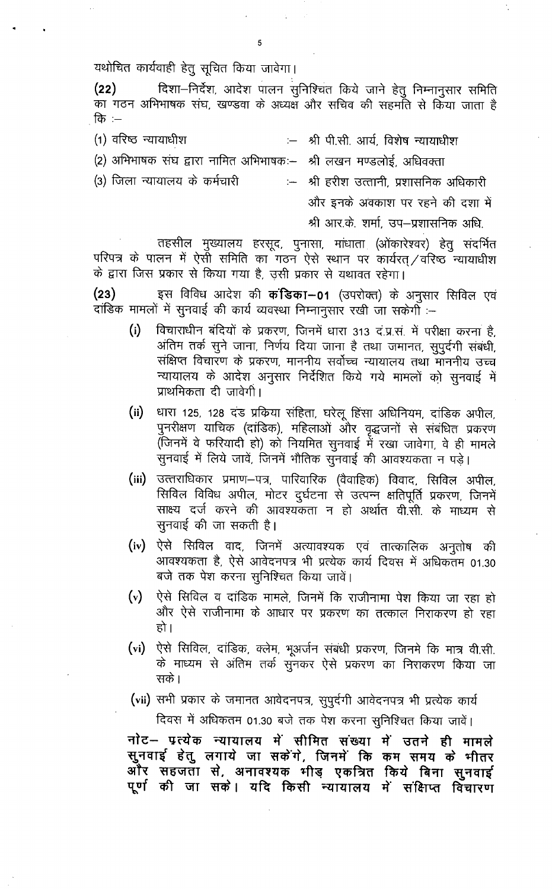यथोचित कार्यवाही हेतु सूचित किया जावेगा।

**(22)** दिशा–निर्देश, आदेश पालन सुनिश्चित किये जाने हेतु निम्नानुसार समिति का गठन अभिभाषक संघ, खण्डवा के अध्यक्ष और सचिव की सहमति से किया जाता है कि :–

(1) वरिष्ठ न्यायाधीश :– श्री पी.सी. आर्य, विशेष न्यायाधीश

(2) अभिभाषक संघ द्वारा नामित अभिभाषक:– श्री लखन मण्डलोई, अधिवक्ता

(3) जिला न्यायालय के कर्मचारी :– श्री हरीश उत्तानी, प्रशासनिक अधिकारी और इनके अवकाश पर रहने की दशा में श्री आर.के. शर्मा, उप–प्रशासनिक अधि.

तहसील मुख्यालय हरसूद, पुनासा, मांधाता (ओंकारेश्वर) हेतु संदर्भित परिपत्र के पालन में ऐसी समिति का गठन ऐसे स्थान पर कार्यरत/वरिष्ठ न्यायाधीश के द्वारा जिस प्रकार से किया गया है, उसी प्रकार से यथावत रहेगा।

**(23)** इस विविध आदेश की **कंडिका–01** (उपरोक्त) के अनुसार सिविल एवं दांडिक मामलों में सुनवाई की कार्य व्यवस्था निम्नानुसार रखी जा सकेगी :–

(i) विचाराधीन बंदियों के प्रकरण, जिनमें धारा 313 दं.प्र.सं. में परीक्षा करना है, अंतिम तर्क सुने जाना, निर्णय दिया जाना है तथा जमानत, सुपुर्दगी संबंधी, संक्षिप्त विचारण के प्रकरण, माननीय सर्वोच्च न्यायालय तथा माननीय उच्च न्यायालय के आदेश अनुसार निर्देशित किये गये मामलों को सुनवाई में प्राथमिकता दी जावेगी।

(ii) धारा 125, 128 दंड प्रकिया संहिता, घरेलू हिंसा अधिनियम, दांडिक अपील, पुनरीक्षण याचिका (दांडिक), महिलाओं और वृद्धजनों से संबंधित प्रकरण (जिनमें वे फरियादी हो) को नियमित सुनवाई में रखा जावेगा, वे ही मामले सुनवाई में लिये जावें, जिनमें भौतिक सुनवाई की आवश्यकता न पड़े।

(iii) उत्तराधिकार प्रमाण–पत्र, पारिवारिक (वैवाहिक) विवाद, सिविल अपील, सिविल विविध अपील, मोटर दुर्घटना से उत्पन्न क्षतिपूर्ति प्रकरण, जिनमें साक्ष्य दर्ज करने की आवश्यकता न हो अर्थात वी.सी. के माध्यम से सुनवाई की जा सकती है।

(iv) ऐसे सिविल वाद, जिनमें अत्यावश्यक एवं तात्कालिक अनुतोष की आवश्यकता है, ऐसे आवेदनपत्र भी प्रत्येक कार्य दिवस में अधिकतम 01.30 बजे तक पेश करना सुनिश्चित किया जावें।

(v) ऐसे सिविल व दांडिक मामले, जिनमें कि राजीनामा पेश किया जा रहा हो और ऐसे राजीनामा के आधार पर प्रकरण का तत्काल निराकरण हो रहा हो।

(vi) ऐसे सिविल, दांडिक, क्लेम, भूअर्जन संबंधी प्रकरण, जिनमे कि मात्र वी.सी. के माध्यम से अंतिम तर्क सुनकर ऐसे प्रकरण का निराकरण किया जा सके।

(vii) सभी प्रकार के जमानत आवेदनपत्र, सुपुर्दगी आवेदनपत्र भी प्रत्येक कार्य दिवस में अधिकतम 01.30 बजे तक पेश करना सुनिश्चित किया जावें।

**नोट– प्रत्येक न्यायालय में सीमित संख्या में उतने ही मामले सुनवाई हेतु लगाये जा सकेंगे, जिनमें कि कम समय के भीतर और सहजता से, अनावश्यक भीड़ एकत्रित किये बिना सुनवाई पूर्ण की जा सके। यदि किसी न्यायालय में संक्षिप्त विचारण**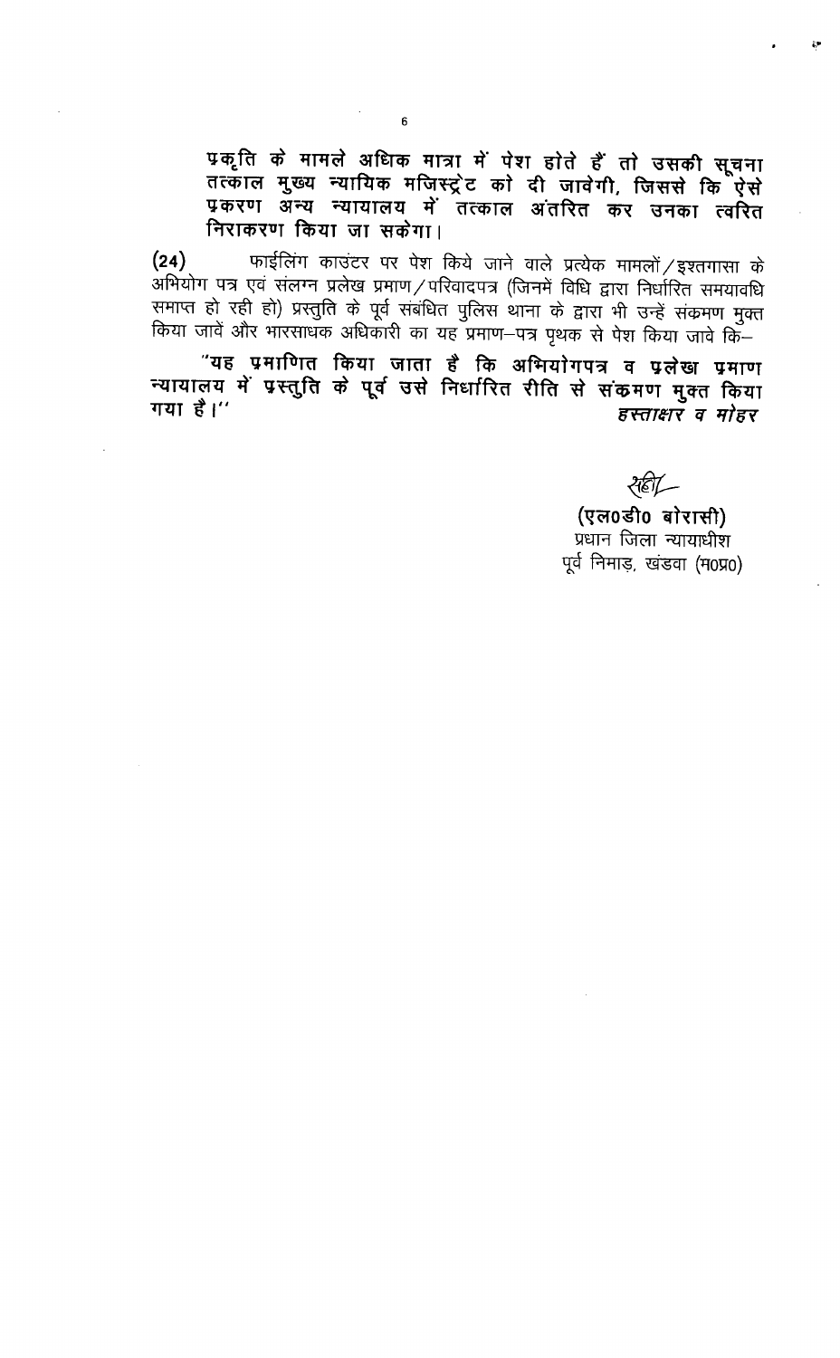**प्रकृति के मामले अधिक मात्रा में पेश होते हैं तो उसकी सूचना तत्काल मुख्य न्यायिक मजिस्ट्रेट को दी जावेगी, जिससे कि ऐसे प्रकरण अन्य न्यायालय में तत्काल अंतरित कर उनका त्वरित निराकरण किया जा सकेगा।**

(24) फाईलिंग काउंटर पर पेश किये जाने वाले प्रत्येक मामलों/इश्तगासा के अभियोग पत्र एवं संलग्न प्रलेख प्रमाण/परिवादपत्र (जिनमें विधि द्वारा निर्धारित समयावधि समाप्त हो रही हो) प्रस्तुति के पूर्व संबंधित पुलिस थाना के द्वारा भी उन्हें संक्रमण मुक्त किया जावें और भारसाधक अधिकारी का यह प्रमाण-पत्र पृथक से पेश किया जावे कि-

**"यह प्रमाणित किया जाता है कि अभियोगपत्र व प्रलेख प्रमाण न्यायालय में प्रस्तुति के पूर्व उसे निर्धारित रीति से संक्रमण मुक्त किया गया है।"**

*हस्ताक्षर व मोहर*

सही/-

**(एल०डी० बोरासी)**
प्रधान जिला न्यायाधीश
पूर्व निमाड़, खंडवा (म०प्र०)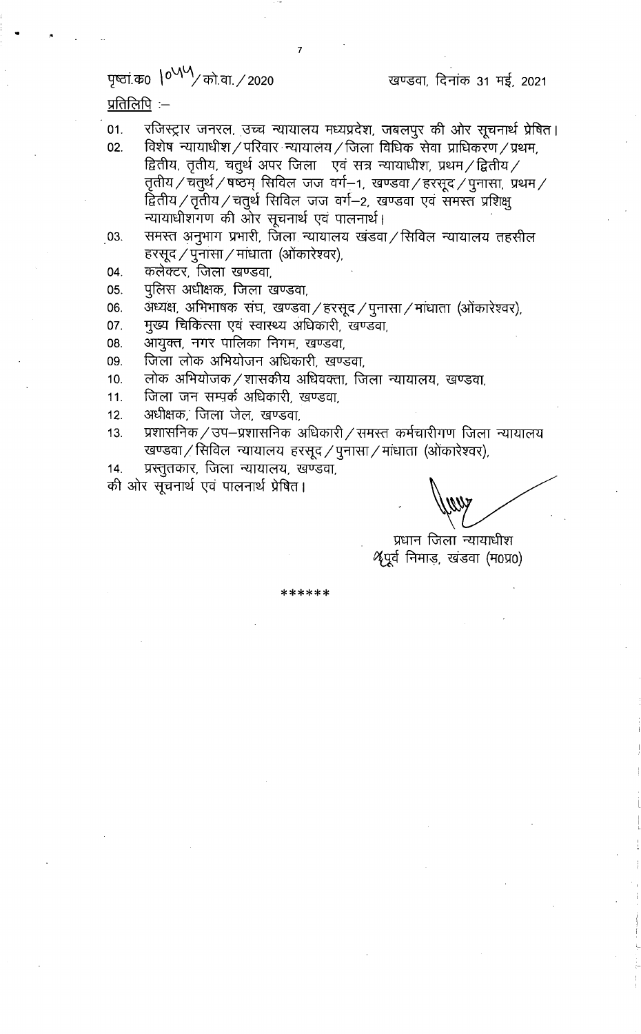पृष्ठां.क0 1044/ को.वा./2020 खण्डवा, दिनांक 31 मई, 2021

प्रतिलिपि :–

01. रजिस्ट्रार जनरल, उच्च न्यायालय मध्यप्रदेश, जबलपुर की ओर सूचनार्थ प्रेषित।
02. विशेष न्यायाधीश/परिवार न्यायालय/जिला विधिक सेवा प्राधिकरण/प्रथम, द्वितीय, तृतीय, चतुर्थ अपर जिला एवं सत्र न्यायाधीश, प्रथम/द्वितीय/तृतीय/चतुर्थ/षष्ठम् सिविल जज वर्ग–1, खण्डवा/हरसूद/पुनासा, प्रथम/द्वितीय/तृतीय/चतुर्थ सिविल जज वर्ग–2, खण्डवा एवं समस्त प्रशिक्षु न्यायाधीशगण की ओर सूचनार्थ एवं पालनार्थ।
03. समस्त अनुभाग प्रभारी, जिला न्यायालय खंडवा/सिविल न्यायालय तहसील हरसूद/पुनासा/मांधाता (ओंकारेश्वर),
04. कलेक्टर, जिला खण्डवा,
05. पुलिस अधीक्षक, जिला खण्डवा,
06. अध्यक्ष, अभिभाषक संघ, खण्डवा/हरसूद/पुनासा/मांधाता (ओंकारेश्वर),
07. मुख्य चिकित्सा एवं स्वास्थ्य अधिकारी, खण्डवा,
08. आयुक्त, नगर पालिका निगम, खण्डवा,
09. जिला लोक अभियोजन अधिकारी, खण्डवा,
10. लोक अभियोजक/शासकीय अधिवक्ता, जिला न्यायालय, खण्डवा,
11. जिला जन सम्पर्क अधिकारी, खण्डवा,
12. अधीक्षक, जिला जेल, खण्डवा,
13. प्रशासनिक/उप–प्रशासनिक अधिकारी/समस्त कर्मचारीगण जिला न्यायालय खण्डवा/सिविल न्यायालय हरसूद/पुनासा/मांधाता (ओंकारेश्वर),
14. प्रस्तुतकार, जिला न्यायालय, खण्डवा,

की ओर सूचनार्थ एवं पालनार्थ प्रेषित।

प्रधान जिला न्यायाधीश
पूर्व निमाड़, खंडवा (म0प्र0)

\*\*\*\*\*\*